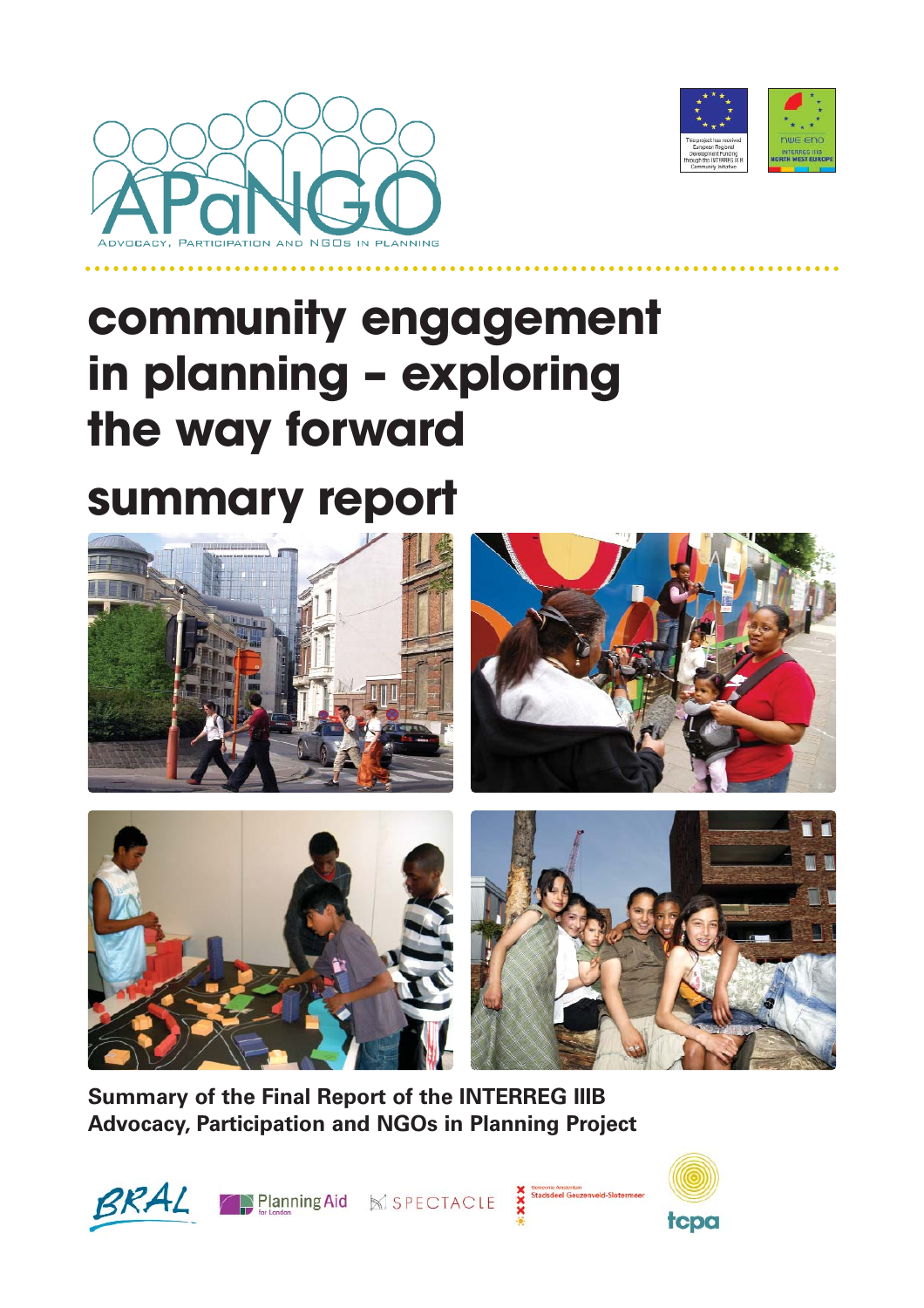APaNGO

ADVOCACY, PARTICIPATION AND NGOs IN PLANNING

This project has received European Regional Development Funding through the INTERREG III B Community Initiative

NWE ENO INTERREG IIIB NORTH WEST EUROPE

# community engagement in planning – exploring the way forward

# summary report

**Summary of the Final Report of the INTERREG IIIB Advocacy, Participation and NGOs in Planning Project**

BRAL

Planning Aid for London

SPECTACLE

Gemeente Amsterdam Stadsdeel Geuzenveld-Slotermeer

tcpa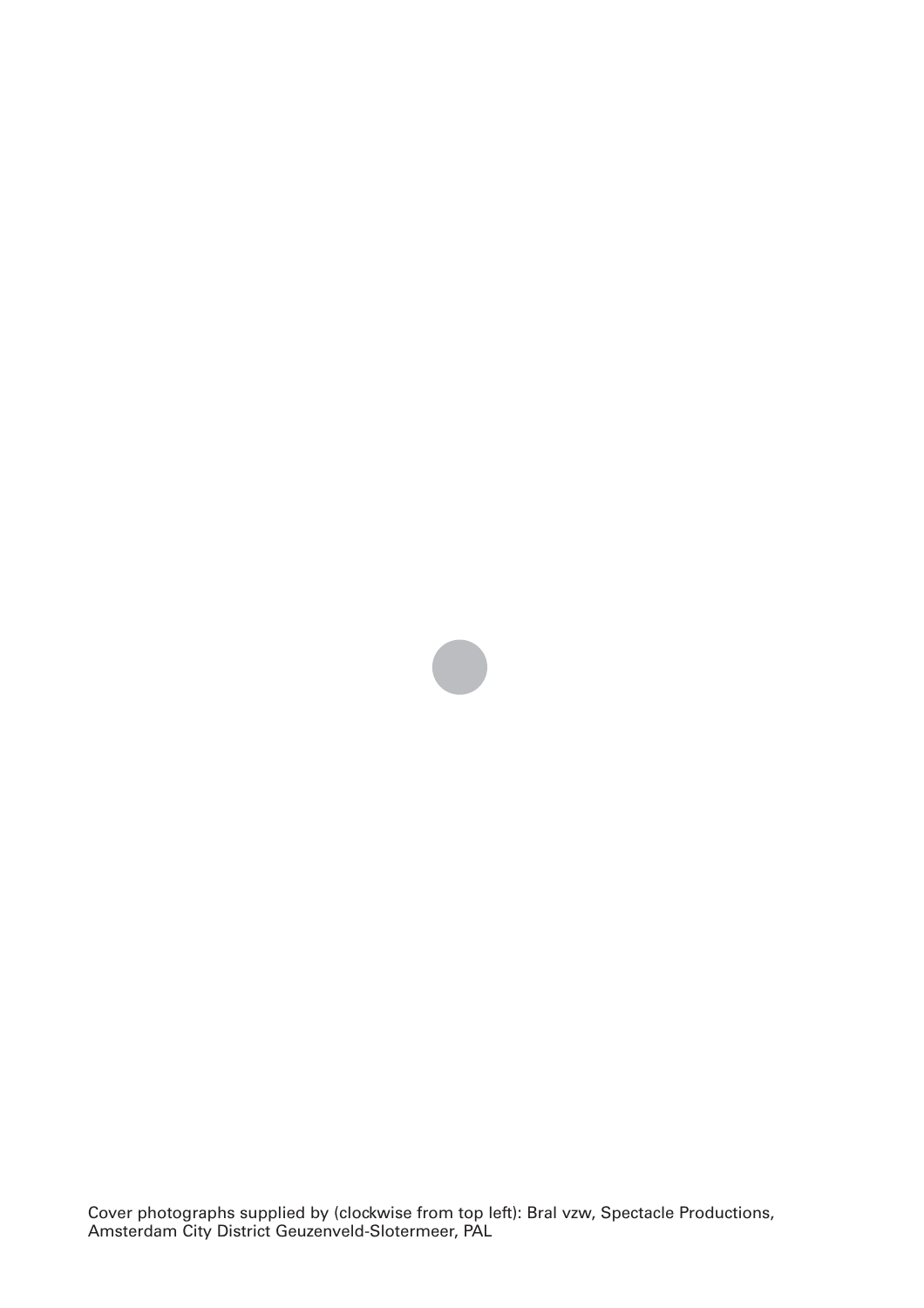Cover photographs supplied by (clockwise from top left): Bral vzw, Spectacle Productions, Amsterdam City District Geuzenveld-Slotermeer, PAL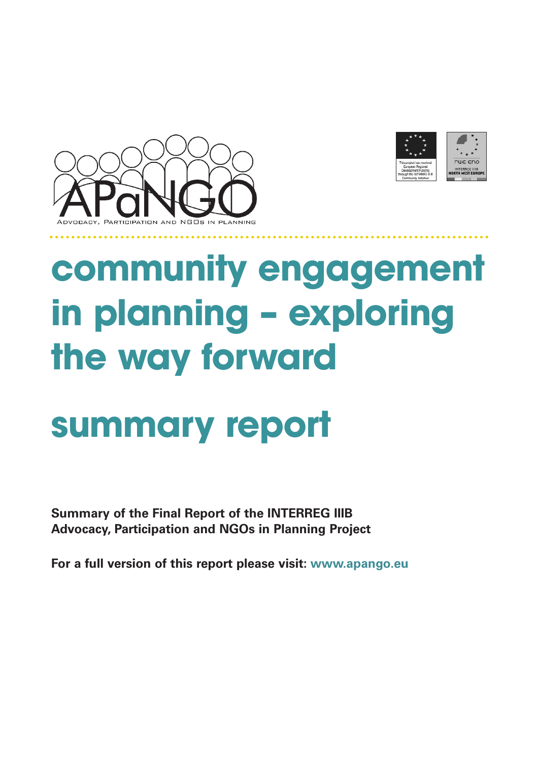# community engagement in planning – exploring the way forward

# summary report

**Summary of the Final Report of the INTERREG IIIB Advocacy, Participation and NGOs in Planning Project**

**For a full version of this report please visit: www.apango.eu**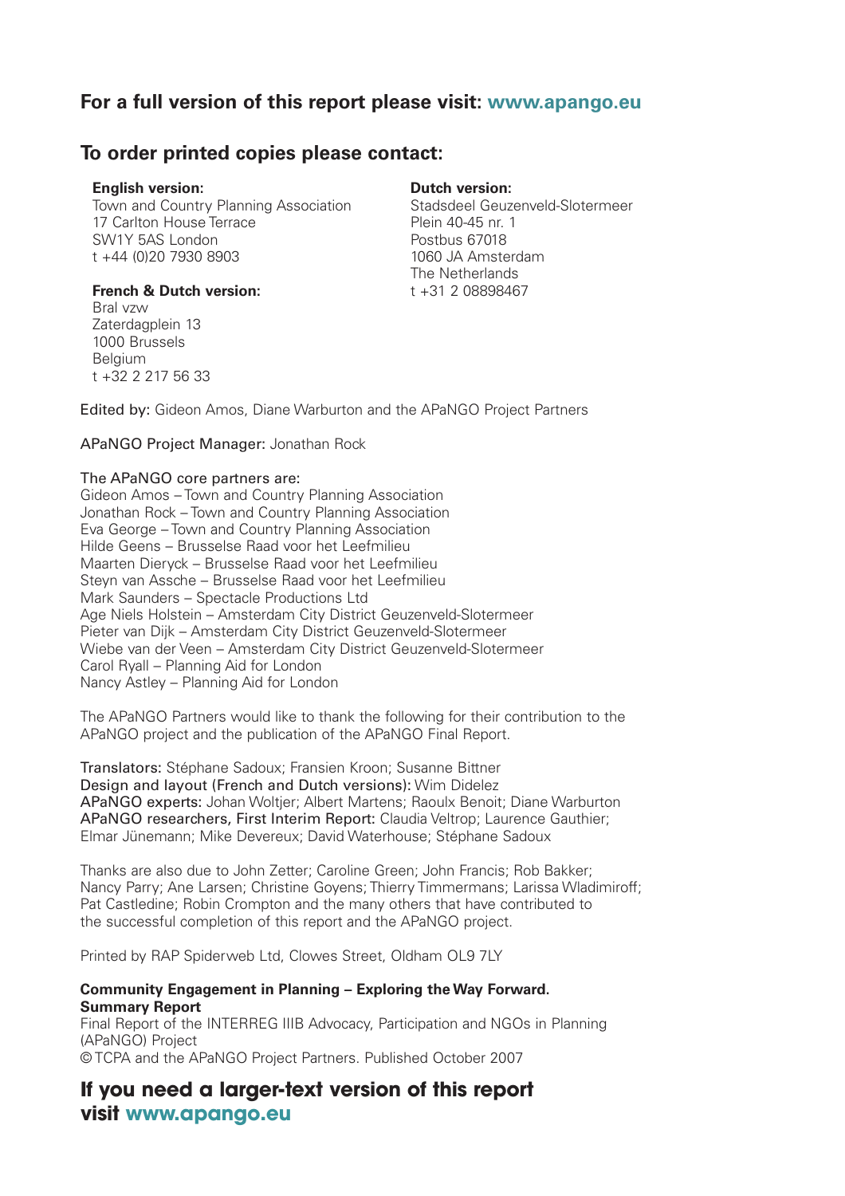## For a full version of this report please visit: www.apango.eu

## To order printed copies please contact:

**English version:**
Town and Country Planning Association
17 Carlton House Terrace
SW1Y 5AS London
t +44 (0)20 7930 8903

**French & Dutch version:**
Bral vzw
Zaterdagplein 13
1000 Brussels
Belgium
t +32 2 217 56 33

**Dutch version:**
Stadsdeel Geuzenveld-Slotermeer
Plein 40-45 nr. 1
Postbus 67018
1060 JA Amsterdam
The Netherlands
t +31 2 08898467

Edited by: Gideon Amos, Diane Warburton and the APaNGO Project Partners

APaNGO Project Manager: Jonathan Rock

The APaNGO core partners are:
Gideon Amos – Town and Country Planning Association
Jonathan Rock – Town and Country Planning Association
Eva George – Town and Country Planning Association
Hilde Geens – Brusselse Raad voor het Leefmilieu
Maarten Dieryck – Brusselse Raad voor het Leefmilieu
Steyn van Assche – Brusselse Raad voor het Leefmilieu
Mark Saunders – Spectacle Productions Ltd
Age Niels Holstein – Amsterdam City District Geuzenveld-Slotermeer
Pieter van Dijk – Amsterdam City District Geuzenveld-Slotermeer
Wiebe van der Veen – Amsterdam City District Geuzenveld-Slotermeer
Carol Ryall – Planning Aid for London
Nancy Astley – Planning Aid for London

The APaNGO Partners would like to thank the following for their contribution to the APaNGO project and the publication of the APaNGO Final Report.

Translators: Stéphane Sadoux; Fransien Kroon; Susanne Bittner
Design and layout (French and Dutch versions): Wim Didelez
APaNGO experts: Johan Woltjer; Albert Martens; Raoulx Benoit; Diane Warburton
APaNGO researchers, First Interim Report: Claudia Veltrop; Laurence Gauthier; Elmar Jünemann; Mike Devereux; David Waterhouse; Stéphane Sadoux

Thanks are also due to John Zetter; Caroline Green; John Francis; Rob Bakker; Nancy Parry; Ane Larsen; Christine Goyens; Thierry Timmermans; Larissa Wladimiroff; Pat Castledine; Robin Crompton and the many others that have contributed to the successful completion of this report and the APaNGO project.

Printed by RAP Spiderweb Ltd, Clowes Street, Oldham OL9 7LY

**Community Engagement in Planning – Exploring the Way Forward.**
**Summary Report**
Final Report of the INTERREG IIIB Advocacy, Participation and NGOs in Planning (APaNGO) Project
© TCPA and the APaNGO Project Partners. Published October 2007

## If you need a larger-text version of this report visit www.apango.eu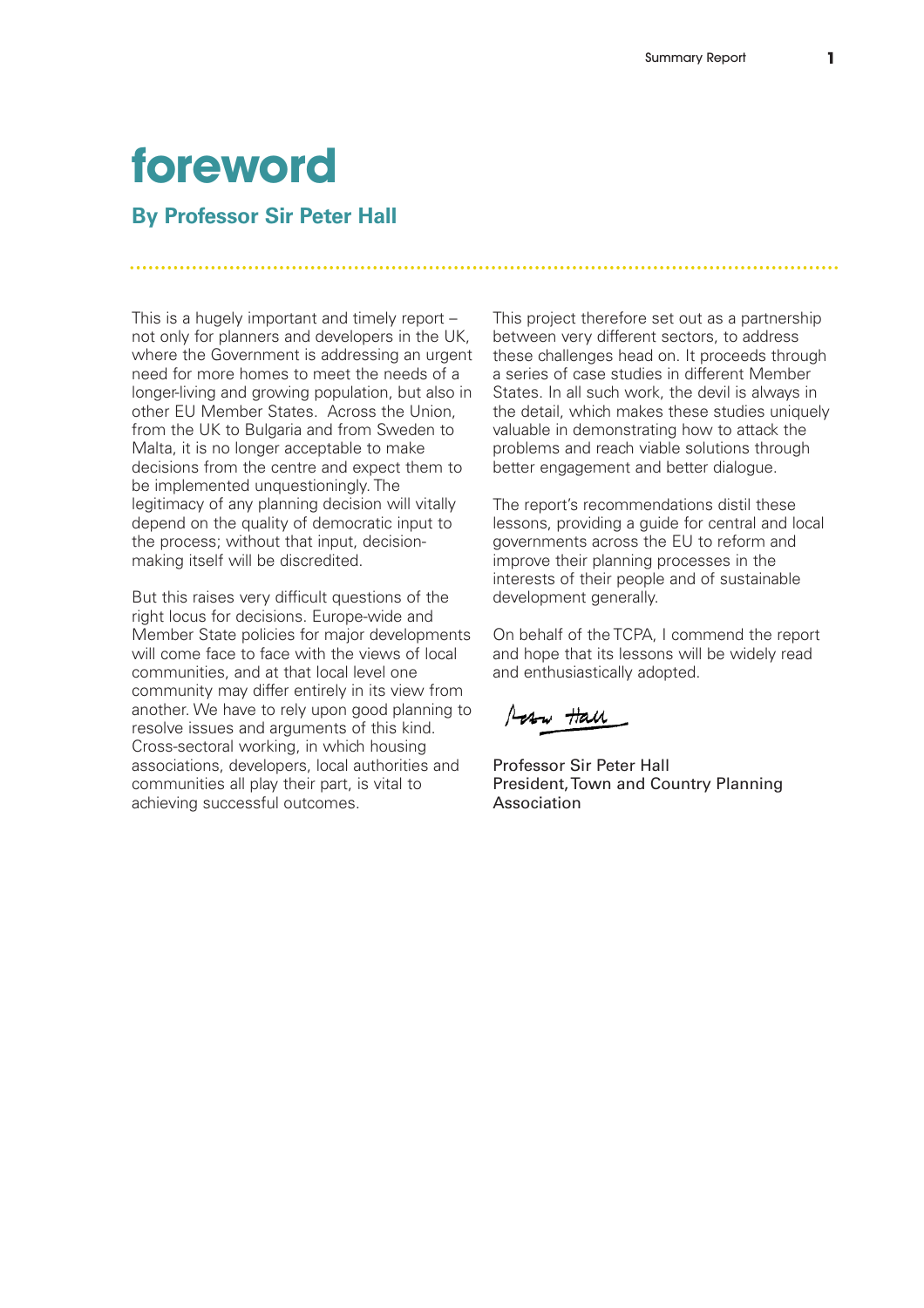# foreword

### By Professor Sir Peter Hall

This is a hugely important and timely report – not only for planners and developers in the UK, where the Government is addressing an urgent need for more homes to meet the needs of a longer-living and growing population, but also in other EU Member States. Across the Union, from the UK to Bulgaria and from Sweden to Malta, it is no longer acceptable to make decisions from the centre and expect them to be implemented unquestioningly. The legitimacy of any planning decision will vitally depend on the quality of democratic input to the process; without that input, decision-making itself will be discredited.

But this raises very difficult questions of the right locus for decisions. Europe-wide and Member State policies for major developments will come face to face with the views of local communities, and at that local level one community may differ entirely in its view from another. We have to rely upon good planning to resolve issues and arguments of this kind. Cross-sectoral working, in which housing associations, developers, local authorities and communities all play their part, is vital to achieving successful outcomes.

This project therefore set out as a partnership between very different sectors, to address these challenges head on. It proceeds through a series of case studies in different Member States. In all such work, the devil is always in the detail, which makes these studies uniquely valuable in demonstrating how to attack the problems and reach viable solutions through better engagement and better dialogue.

The report's recommendations distil these lessons, providing a guide for central and local governments across the EU to reform and improve their planning processes in the interests of their people and of sustainable development generally.

On behalf of the TCPA, I commend the report and hope that its lessons will be widely read and enthusiastically adopted.

Peter Hall

Professor Sir Peter Hall
President, Town and Country Planning Association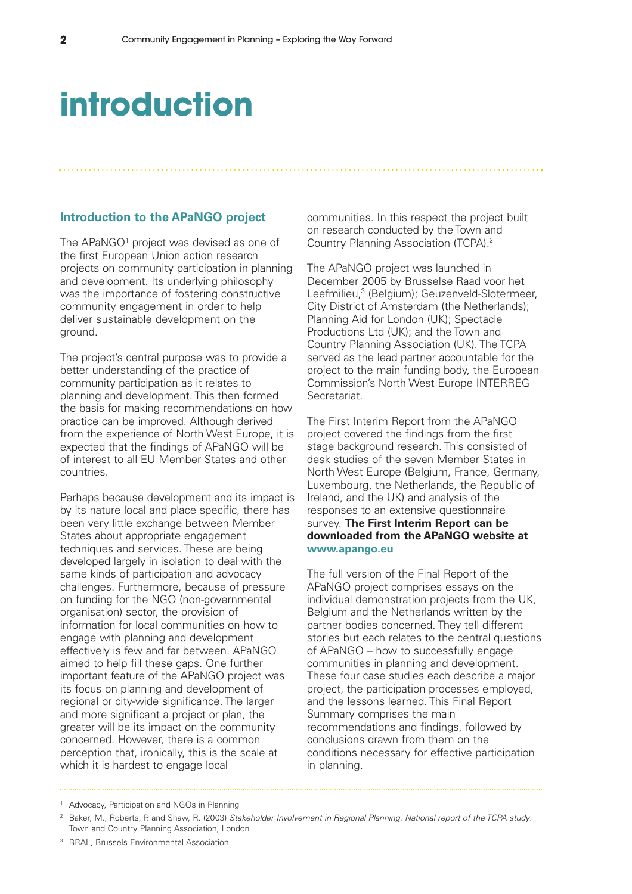# introduction

## Introduction to the APaNGO project

The APaNGO[1] project was devised as one of the first European Union action research projects on community participation in planning and development. Its underlying philosophy was the importance of fostering constructive community engagement in order to help deliver sustainable development on the ground.

The project's central purpose was to provide a better understanding of the practice of community participation as it relates to planning and development. This then formed the basis for making recommendations on how practice can be improved. Although derived from the experience of North West Europe, it is expected that the findings of APaNGO will be of interest to all EU Member States and other countries.

Perhaps because development and its impact is by its nature local and place specific, there has been very little exchange between Member States about appropriate engagement techniques and services. These are being developed largely in isolation to deal with the same kinds of participation and advocacy challenges. Furthermore, because of pressure on funding for the NGO (non-governmental organisation) sector, the provision of information for local communities on how to engage with planning and development effectively is few and far between. APaNGO aimed to help fill these gaps. One further important feature of the APaNGO project was its focus on planning and development of regional or city-wide significance. The larger and more significant a project or plan, the greater will be its impact on the community concerned. However, there is a common perception that, ironically, this is the scale at which it is hardest to engage local communities. In this respect the project built on research conducted by the Town and Country Planning Association (TCPA).[2]

The APaNGO project was launched in December 2005 by Brusselse Raad voor het Leefmilieu,[3] (Belgium); Geuzenveld-Slotermeer, City District of Amsterdam (the Netherlands); Planning Aid for London (UK); Spectacle Productions Ltd (UK); and the Town and Country Planning Association (UK). The TCPA served as the lead partner accountable for the project to the main funding body, the European Commission's North West Europe INTERREG Secretariat.

The First Interim Report from the APaNGO project covered the findings from the first stage background research. This consisted of desk studies of the seven Member States in North West Europe (Belgium, France, Germany, Luxembourg, the Netherlands, the Republic of Ireland, and the UK) and analysis of the responses to an extensive questionnaire survey. **The First Interim Report can be downloaded from the APaNGO website at www.apango.eu**

The full version of the Final Report of the APaNGO project comprises essays on the individual demonstration projects from the UK, Belgium and the Netherlands written by the partner bodies concerned. They tell different stories but each relates to the central questions of APaNGO – how to successfully engage communities in planning and development. These four case studies each describe a major project, the participation processes employed, and the lessons learned. This Final Report Summary comprises the main recommendations and findings, followed by conclusions drawn from them on the conditions necessary for effective participation in planning.

---

[1] Advocacy, Participation and NGOs in Planning

[2] Baker, M., Roberts, P. and Shaw, R. (2003) *Stakeholder Involvement in Regional Planning. National report of the TCPA study.* Town and Country Planning Association, London

[3] BRAL, Brussels Environmental Association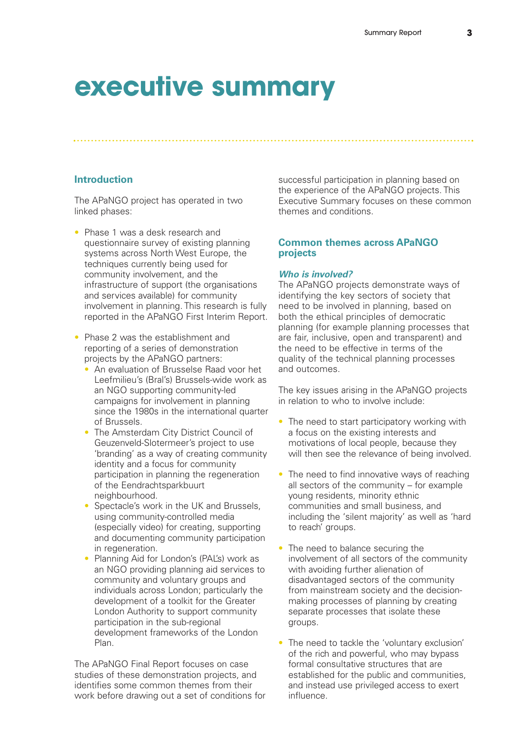# executive summary

## Introduction

The APaNGO project has operated in two linked phases:

- Phase 1 was a desk research and questionnaire survey of existing planning systems across North West Europe, the techniques currently being used for community involvement, and the infrastructure of support (the organisations and services available) for community involvement in planning. This research is fully reported in the APaNGO First Interim Report.
- Phase 2 was the establishment and reporting of a series of demonstration projects by the APaNGO partners:
  - An evaluation of Brusselse Raad voor het Leefmilieu's (Bral's) Brussels-wide work as an NGO supporting community-led campaigns for involvement in planning since the 1980s in the international quarter of Brussels.
  - The Amsterdam City District Council of Geuzenveld-Slotermeer's project to use 'branding' as a way of creating community identity and a focus for community participation in planning the regeneration of the Eendrachtsparkbuurt neighbourhood.
  - Spectacle's work in the UK and Brussels, using community-controlled media (especially video) for creating, supporting and documenting community participation in regeneration.
  - Planning Aid for London's (PAL's) work as an NGO providing planning aid services to community and voluntary groups and individuals across London; particularly the development of a toolkit for the Greater London Authority to support community participation in the sub-regional development frameworks of the London Plan.

The APaNGO Final Report focuses on case studies of these demonstration projects, and identifies some common themes from their work before drawing out a set of conditions for successful participation in planning based on the experience of the APaNGO projects. This Executive Summary focuses on these common themes and conditions.

## Common themes across APaNGO projects

### *Who is involved?*

The APaNGO projects demonstrate ways of identifying the key sectors of society that need to be involved in planning, based on both the ethical principles of democratic planning (for example planning processes that are fair, inclusive, open and transparent) and the need to be effective in terms of the quality of the technical planning processes and outcomes.

The key issues arising in the APaNGO projects in relation to who to involve include:

- The need to start participatory working with a focus on the existing interests and motivations of local people, because they will then see the relevance of being involved.
- The need to find innovative ways of reaching all sectors of the community – for example young residents, minority ethnic communities and small business, and including the 'silent majority' as well as 'hard to reach' groups.
- The need to balance securing the involvement of all sectors of the community with avoiding further alienation of disadvantaged sectors of the community from mainstream society and the decision-making processes of planning by creating separate processes that isolate these groups.
- The need to tackle the 'voluntary exclusion' of the rich and powerful, who may bypass formal consultative structures that are established for the public and communities, and instead use privileged access to exert influence.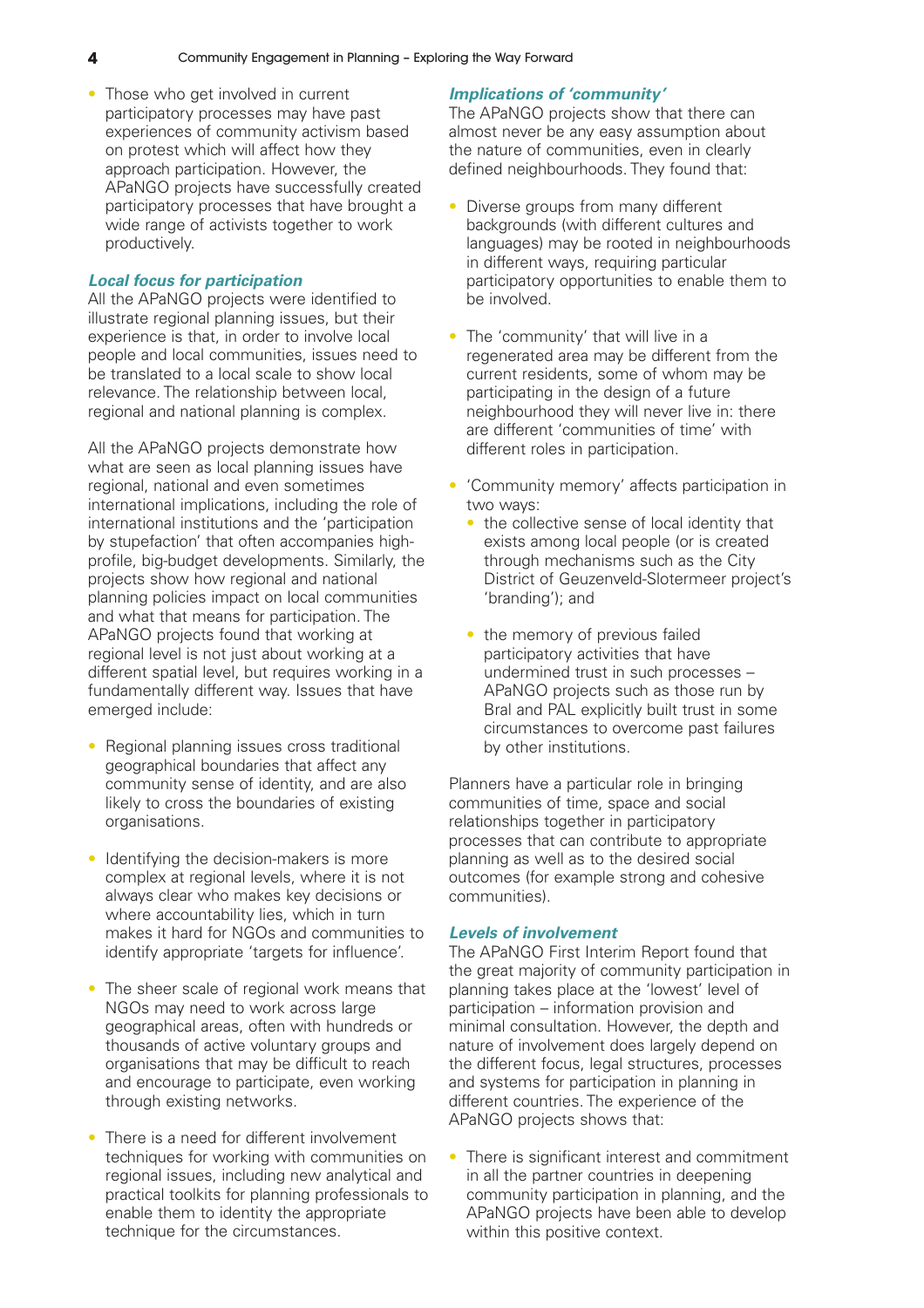- Those who get involved in current participatory processes may have past experiences of community activism based on protest which will affect how they approach participation. However, the APaNGO projects have successfully created participatory processes that have brought a wide range of activists together to work productively.

### *Local focus for participation*

All the APaNGO projects were identified to illustrate regional planning issues, but their experience is that, in order to involve local people and local communities, issues need to be translated to a local scale to show local relevance. The relationship between local, regional and national planning is complex.

All the APaNGO projects demonstrate how what are seen as local planning issues have regional, national and even sometimes international implications, including the role of international institutions and the 'participation by stupefaction' that often accompanies high-profile, big-budget developments. Similarly, the projects show how regional and national planning policies impact on local communities and what that means for participation. The APaNGO projects found that working at regional level is not just about working at a different spatial level, but requires working in a fundamentally different way. Issues that have emerged include:

- Regional planning issues cross traditional geographical boundaries that affect any community sense of identity, and are also likely to cross the boundaries of existing organisations.
- Identifying the decision-makers is more complex at regional levels, where it is not always clear who makes key decisions or where accountability lies, which in turn makes it hard for NGOs and communities to identify appropriate 'targets for influence'.
- The sheer scale of regional work means that NGOs may need to work across large geographical areas, often with hundreds or thousands of active voluntary groups and organisations that may be difficult to reach and encourage to participate, even working through existing networks.
- There is a need for different involvement techniques for working with communities on regional issues, including new analytical and practical toolkits for planning professionals to enable them to identity the appropriate technique for the circumstances.

### *Implications of 'community'*

The APaNGO projects show that there can almost never be any easy assumption about the nature of communities, even in clearly defined neighbourhoods. They found that:

- Diverse groups from many different backgrounds (with different cultures and languages) may be rooted in neighbourhoods in different ways, requiring particular participatory opportunities to enable them to be involved.
- The 'community' that will live in a regenerated area may be different from the current residents, some of whom may be participating in the design of a future neighbourhood they will never live in: there are different 'communities of time' with different roles in participation.
- 'Community memory' affects participation in two ways:
  - the collective sense of local identity that exists among local people (or is created through mechanisms such as the City District of Geuzenveld-Slotermeer project's 'branding'); and
  - the memory of previous failed participatory activities that have undermined trust in such processes – APaNGO projects such as those run by Bral and PAL explicitly built trust in some circumstances to overcome past failures by other institutions.

Planners have a particular role in bringing communities of time, space and social relationships together in participatory processes that can contribute to appropriate planning as well as to the desired social outcomes (for example strong and cohesive communities).

### *Levels of involvement*

The APaNGO First Interim Report found that the great majority of community participation in planning takes place at the 'lowest' level of participation – information provision and minimal consultation. However, the depth and nature of involvement does largely depend on the different focus, legal structures, processes and systems for participation in planning in different countries. The experience of the APaNGO projects shows that:

- There is significant interest and commitment in all the partner countries in deepening community participation in planning, and the APaNGO projects have been able to develop within this positive context.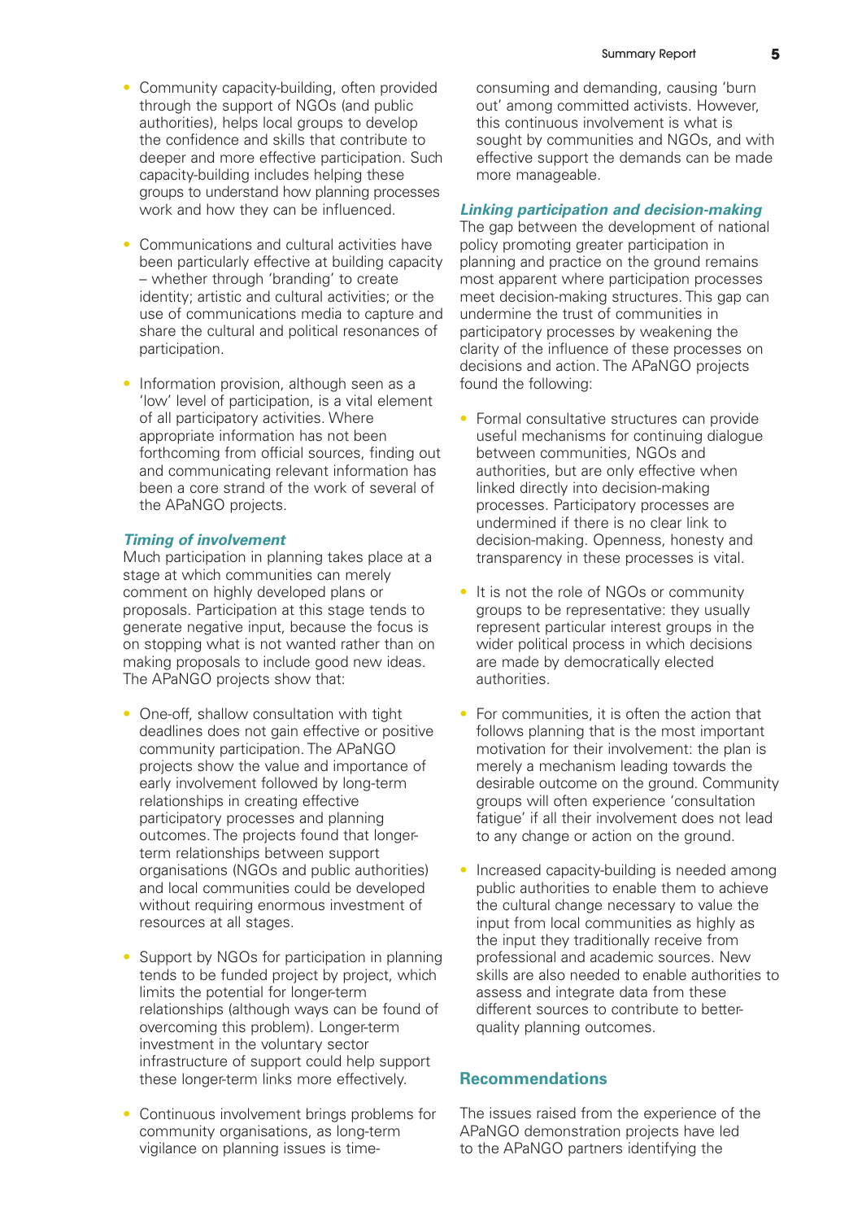- Community capacity-building, often provided through the support of NGOs (and public authorities), helps local groups to develop the confidence and skills that contribute to deeper and more effective participation. Such capacity-building includes helping these groups to understand how planning processes work and how they can be influenced.

- Communications and cultural activities have been particularly effective at building capacity – whether through 'branding' to create identity; artistic and cultural activities; or the use of communications media to capture and share the cultural and political resonances of participation.

- Information provision, although seen as a 'low' level of participation, is a vital element of all participatory activities. Where appropriate information has not been forthcoming from official sources, finding out and communicating relevant information has been a core strand of the work of several of the APaNGO projects.

### *Timing of involvement*

Much participation in planning takes place at a stage at which communities can merely comment on highly developed plans or proposals. Participation at this stage tends to generate negative input, because the focus is on stopping what is not wanted rather than on making proposals to include good new ideas. The APaNGO projects show that:

- One-off, shallow consultation with tight deadlines does not gain effective or positive community participation. The APaNGO projects show the value and importance of early involvement followed by long-term relationships in creating effective participatory processes and planning outcomes. The projects found that longer-term relationships between support organisations (NGOs and public authorities) and local communities could be developed without requiring enormous investment of resources at all stages.

- Support by NGOs for participation in planning tends to be funded project by project, which limits the potential for longer-term relationships (although ways can be found of overcoming this problem). Longer-term investment in the voluntary sector infrastructure of support could help support these longer-term links more effectively.

- Continuous involvement brings problems for community organisations, as long-term vigilance on planning issues is time-consuming and demanding, causing 'burn out' among committed activists. However, this continuous involvement is what is sought by communities and NGOs, and with effective support the demands can be made more manageable.

### *Linking participation and decision-making*

The gap between the development of national policy promoting greater participation in planning and practice on the ground remains most apparent where participation processes meet decision-making structures. This gap can undermine the trust of communities in participatory processes by weakening the clarity of the influence of these processes on decisions and action. The APaNGO projects found the following:

- Formal consultative structures can provide useful mechanisms for continuing dialogue between communities, NGOs and authorities, but are only effective when linked directly into decision-making processes. Participatory processes are undermined if there is no clear link to decision-making. Openness, honesty and transparency in these processes is vital.

- It is not the role of NGOs or community groups to be representative: they usually represent particular interest groups in the wider political process in which decisions are made by democratically elected authorities.

- For communities, it is often the action that follows planning that is the most important motivation for their involvement: the plan is merely a mechanism leading towards the desirable outcome on the ground. Community groups will often experience 'consultation fatigue' if all their involvement does not lead to any change or action on the ground.

- Increased capacity-building is needed among public authorities to enable them to achieve the cultural change necessary to value the input from local communities as highly as the input they traditionally receive from professional and academic sources. New skills are also needed to enable authorities to assess and integrate data from these different sources to contribute to better-quality planning outcomes.

## Recommendations

The issues raised from the experience of the APaNGO demonstration projects have led to the APaNGO partners identifying the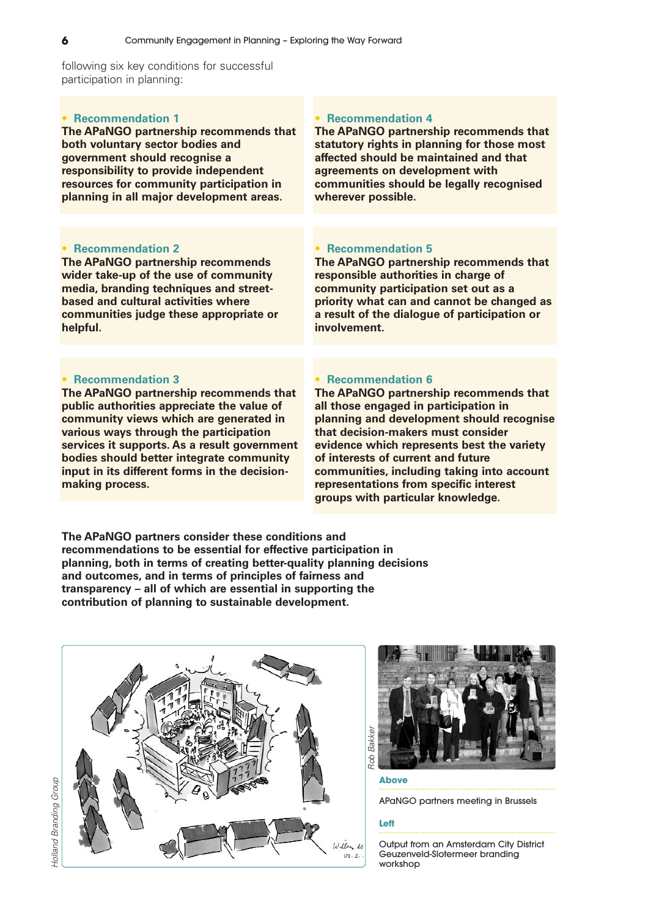following six key conditions for successful participation in planning:

- **Recommendation 1**

**The APaNGO partnership recommends that both voluntary sector bodies and government should recognise a responsibility to provide independent resources for community participation in planning in all major development areas.**

- **Recommendation 2**

**The APaNGO partnership recommends wider take-up of the use of community media, branding techniques and street-based and cultural activities where communities judge these appropriate or helpful.**

- **Recommendation 3**

**The APaNGO partnership recommends that public authorities appreciate the value of community views which are generated in various ways through the participation services it supports. As a result government bodies should better integrate community input in its different forms in the decision-making process.**

- **Recommendation 4**

**The APaNGO partnership recommends that statutory rights in planning for those most affected should be maintained and that agreements on development with communities should be legally recognised wherever possible.**

- **Recommendation 5**

**The APaNGO partnership recommends that responsible authorities in charge of community participation set out as a priority what can and cannot be changed as a result of the dialogue of participation or involvement.**

- **Recommendation 6**

**The APaNGO partnership recommends that all those engaged in participation in planning and development should recognise that decision-makers must consider evidence which represents best the variety of interests of current and future communities, including taking into account representations from specific interest groups with particular knowledge.**

**The APaNGO partners consider these conditions and recommendations to be essential for effective participation in planning, both in terms of creating better-quality planning decisions and outcomes, and in terms of principles of fairness and transparency – all of which are essential in supporting the contribution of planning to sustainable development.**

*Holland Branding Group*

*Rob Bakker*

**Above**

APaNGO partners meeting in Brussels

**Left**

Output from an Amsterdam City District Geuzenveld-Slotermeer branding workshop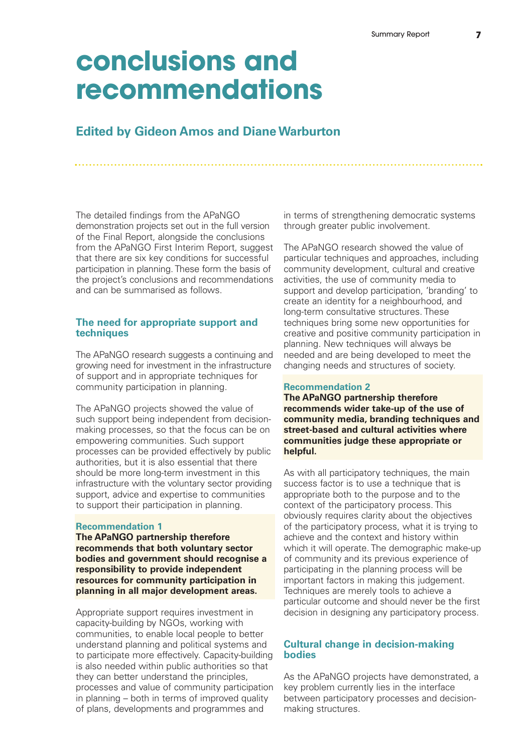# conclusions and recommendations

## Edited by Gideon Amos and Diane Warburton

The detailed findings from the APaNGO demonstration projects set out in the full version of the Final Report, alongside the conclusions from the APaNGO First Interim Report, suggest that there are six key conditions for successful participation in planning. These form the basis of the project's conclusions and recommendations and can be summarised as follows.

### The need for appropriate support and techniques

The APaNGO research suggests a continuing and growing need for investment in the infrastructure of support and in appropriate techniques for community participation in planning.

The APaNGO projects showed the value of such support being independent from decision-making processes, so that the focus can be on empowering communities. Such support processes can be provided effectively by public authorities, but it is also essential that there should be more long-term investment in this infrastructure with the voluntary sector providing support, advice and expertise to communities to support their participation in planning.

#### Recommendation 1

**The APaNGO partnership therefore recommends that both voluntary sector bodies and government should recognise a responsibility to provide independent resources for community participation in planning in all major development areas.**

Appropriate support requires investment in capacity-building by NGOs, working with communities, to enable local people to better understand planning and political systems and to participate more effectively. Capacity-building is also needed within public authorities so that they can better understand the principles, processes and value of community participation in planning – both in terms of improved quality of plans, developments and programmes and in terms of strengthening democratic systems through greater public involvement.

The APaNGO research showed the value of particular techniques and approaches, including community development, cultural and creative activities, the use of community media to support and develop participation, 'branding' to create an identity for a neighbourhood, and long-term consultative structures. These techniques bring some new opportunities for creative and positive community participation in planning. New techniques will always be needed and are being developed to meet the changing needs and structures of society.

#### Recommendation 2

**The APaNGO partnership therefore recommends wider take-up of the use of community media, branding techniques and street-based and cultural activities where communities judge these appropriate or helpful.**

As with all participatory techniques, the main success factor is to use a technique that is appropriate both to the purpose and to the context of the participatory process. This obviously requires clarity about the objectives of the participatory process, what it is trying to achieve and the context and history within which it will operate. The demographic make-up of community and its previous experience of participating in the planning process will be important factors in making this judgement. Techniques are merely tools to achieve a particular outcome and should never be the first decision in designing any participatory process.

### Cultural change in decision-making bodies

As the APaNGO projects have demonstrated, a key problem currently lies in the interface between participatory processes and decision-making structures.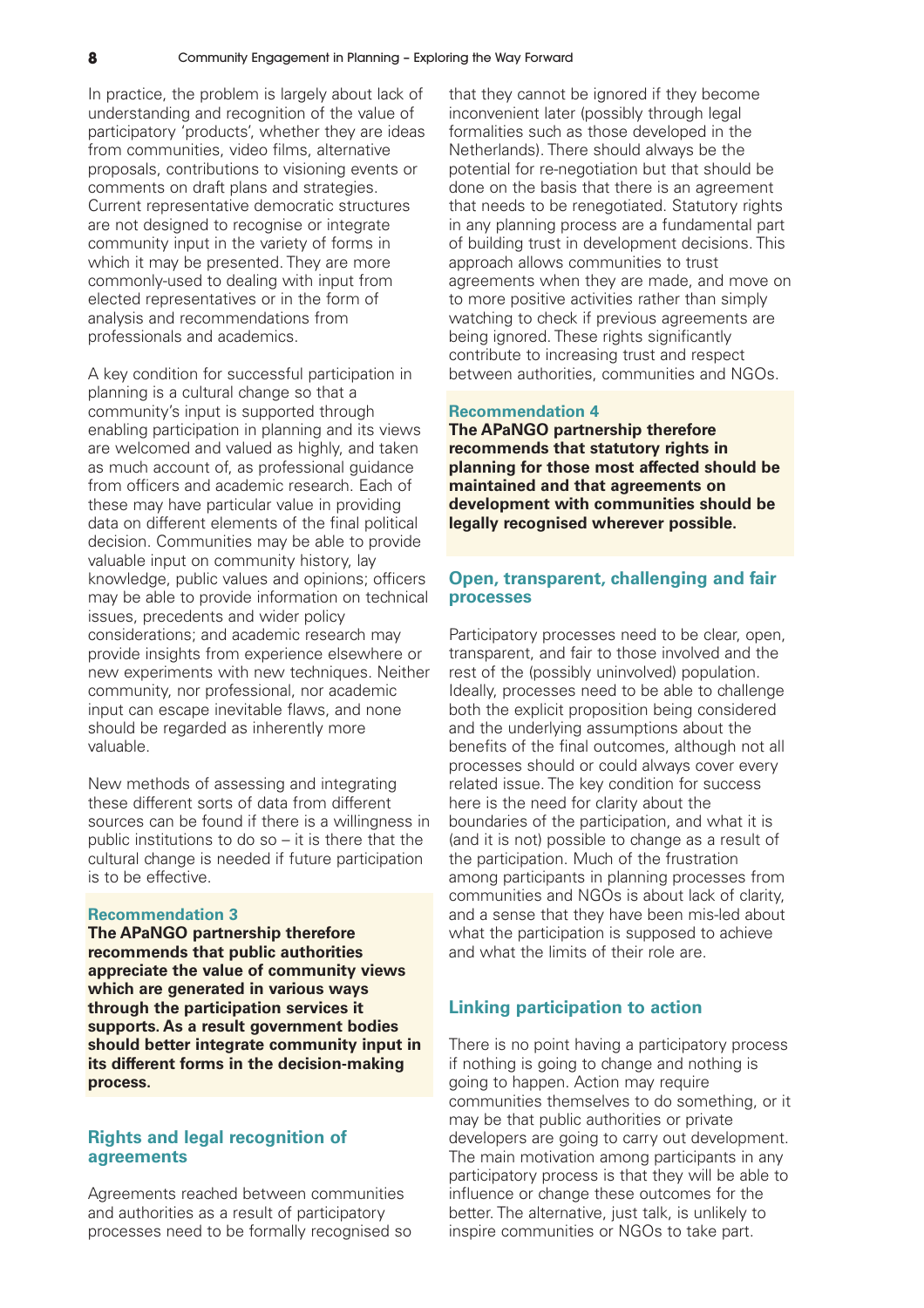In practice, the problem is largely about lack of understanding and recognition of the value of participatory 'products', whether they are ideas from communities, video films, alternative proposals, contributions to visioning events or comments on draft plans and strategies. Current representative democratic structures are not designed to recognise or integrate community input in the variety of forms in which it may be presented. They are more commonly-used to dealing with input from elected representatives or in the form of analysis and recommendations from professionals and academics.

A key condition for successful participation in planning is a cultural change so that a community's input is supported through enabling participation in planning and its views are welcomed and valued as highly, and taken as much account of, as professional guidance from officers and academic research. Each of these may have particular value in providing data on different elements of the final political decision. Communities may be able to provide valuable input on community history, lay knowledge, public values and opinions; officers may be able to provide information on technical issues, precedents and wider policy considerations; and academic research may provide insights from experience elsewhere or new experiments with new techniques. Neither community, nor professional, nor academic input can escape inevitable flaws, and none should be regarded as inherently more valuable.

New methods of assessing and integrating these different sorts of data from different sources can be found if there is a willingness in public institutions to do so – it is there that the cultural change is needed if future participation is to be effective.

**Recommendation 3**

**The APaNGO partnership therefore recommends that public authorities appreciate the value of community views which are generated in various ways through the participation services it supports. As a result government bodies should better integrate community input in its different forms in the decision-making process.**

## Rights and legal recognition of agreements

Agreements reached between communities and authorities as a result of participatory processes need to be formally recognised so that they cannot be ignored if they become inconvenient later (possibly through legal formalities such as those developed in the Netherlands). There should always be the potential for re-negotiation but that should be done on the basis that there is an agreement that needs to be renegotiated. Statutory rights in any planning process are a fundamental part of building trust in development decisions. This approach allows communities to trust agreements when they are made, and move on to more positive activities rather than simply watching to check if previous agreements are being ignored. These rights significantly contribute to increasing trust and respect between authorities, communities and NGOs.

**Recommendation 4**

**The APaNGO partnership therefore recommends that statutory rights in planning for those most affected should be maintained and that agreements on development with communities should be legally recognised wherever possible.**

## Open, transparent, challenging and fair processes

Participatory processes need to be clear, open, transparent, and fair to those involved and the rest of the (possibly uninvolved) population. Ideally, processes need to be able to challenge both the explicit proposition being considered and the underlying assumptions about the benefits of the final outcomes, although not all processes should or could always cover every related issue. The key condition for success here is the need for clarity about the boundaries of the participation, and what it is (and it is not) possible to change as a result of the participation. Much of the frustration among participants in planning processes from communities and NGOs is about lack of clarity, and a sense that they have been mis-led about what the participation is supposed to achieve and what the limits of their role are.

## Linking participation to action

There is no point having a participatory process if nothing is going to change and nothing is going to happen. Action may require communities themselves to do something, or it may be that public authorities or private developers are going to carry out development. The main motivation among participants in any participatory process is that they will be able to influence or change these outcomes for the better. The alternative, just talk, is unlikely to inspire communities or NGOs to take part.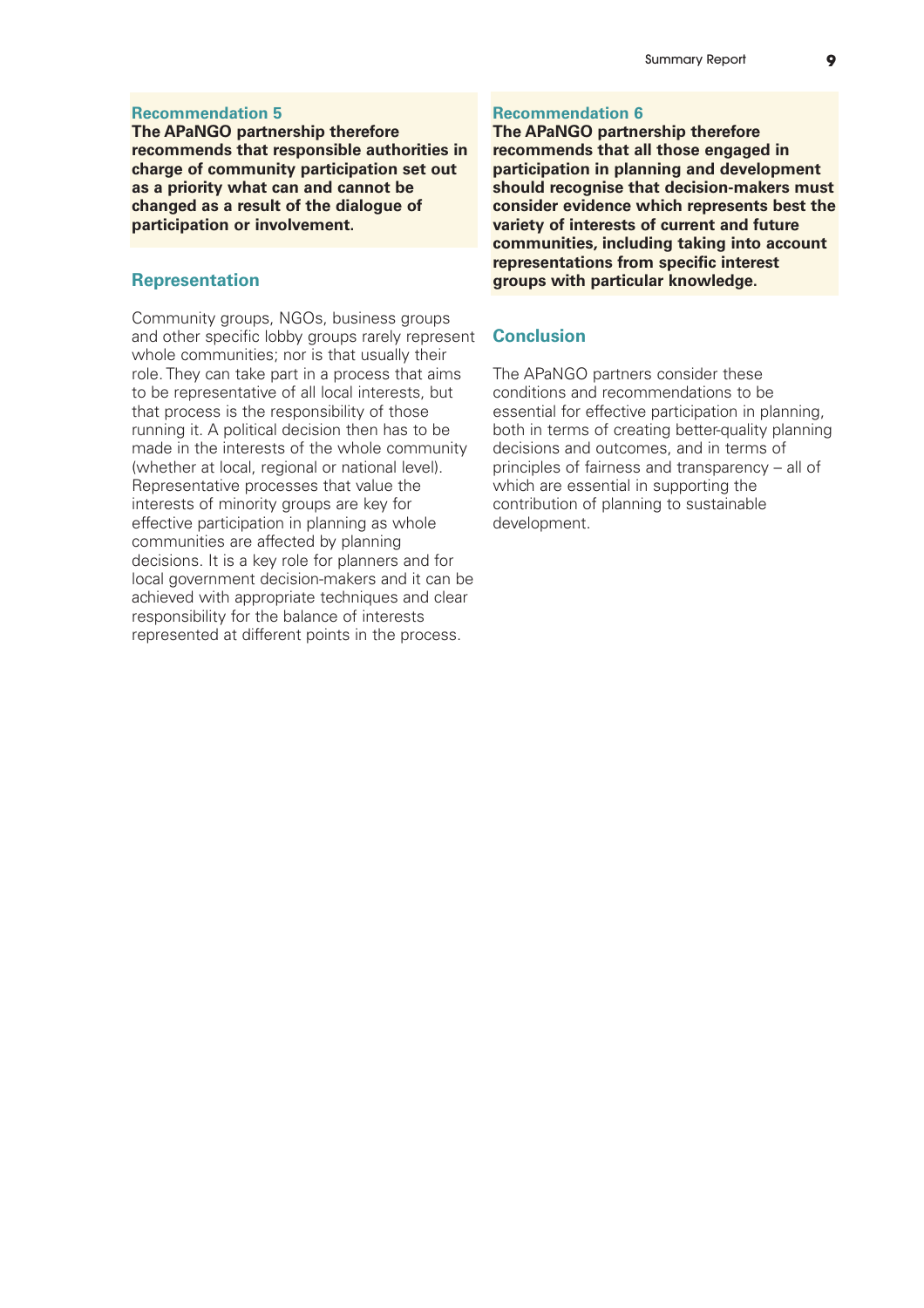### Recommendation 5

**The APaNGO partnership therefore recommends that responsible authorities in charge of community participation set out as a priority what can and cannot be changed as a result of the dialogue of participation or involvement.**

## Representation

Community groups, NGOs, business groups and other specific lobby groups rarely represent whole communities; nor is that usually their role. They can take part in a process that aims to be representative of all local interests, but that process is the responsibility of those running it. A political decision then has to be made in the interests of the whole community (whether at local, regional or national level). Representative processes that value the interests of minority groups are key for effective participation in planning as whole communities are affected by planning decisions. It is a key role for planners and for local government decision-makers and it can be achieved with appropriate techniques and clear responsibility for the balance of interests represented at different points in the process.

### Recommendation 6

**The APaNGO partnership therefore recommends that all those engaged in participation in planning and development should recognise that decision-makers must consider evidence which represents best the variety of interests of current and future communities, including taking into account representations from specific interest groups with particular knowledge.**

## Conclusion

The APaNGO partners consider these conditions and recommendations to be essential for effective participation in planning, both in terms of creating better-quality planning decisions and outcomes, and in terms of principles of fairness and transparency – all of which are essential in supporting the contribution of planning to sustainable development.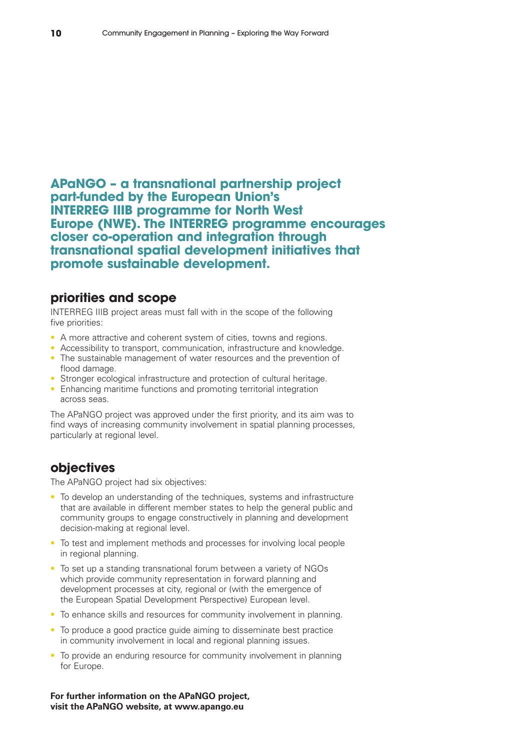**APaNGO – a transnational partnership project part-funded by the European Union's INTERREG IIIB programme for North West Europe (NWE). The INTERREG programme encourages closer co-operation and integration through transnational spatial development initiatives that promote sustainable development.**

## priorities and scope

INTERREG IIIB project areas must fall with in the scope of the following five priorities:

- A more attractive and coherent system of cities, towns and regions.
- Accessibility to transport, communication, infrastructure and knowledge.
- The sustainable management of water resources and the prevention of flood damage.
- Stronger ecological infrastructure and protection of cultural heritage.
- Enhancing maritime functions and promoting territorial integration across seas.

The APaNGO project was approved under the first priority, and its aim was to find ways of increasing community involvement in spatial planning processes, particularly at regional level.

## objectives

The APaNGO project had six objectives:

- To develop an understanding of the techniques, systems and infrastructure that are available in different member states to help the general public and community groups to engage constructively in planning and development decision-making at regional level.
- To test and implement methods and processes for involving local people in regional planning.
- To set up a standing transnational forum between a variety of NGOs which provide community representation in forward planning and development processes at city, regional or (with the emergence of the European Spatial Development Perspective) European level.
- To enhance skills and resources for community involvement in planning.
- To produce a good practice guide aiming to disseminate best practice in community involvement in local and regional planning issues.
- To provide an enduring resource for community involvement in planning for Europe.

**For further information on the APaNGO project, visit the APaNGO website, at www.apango.eu**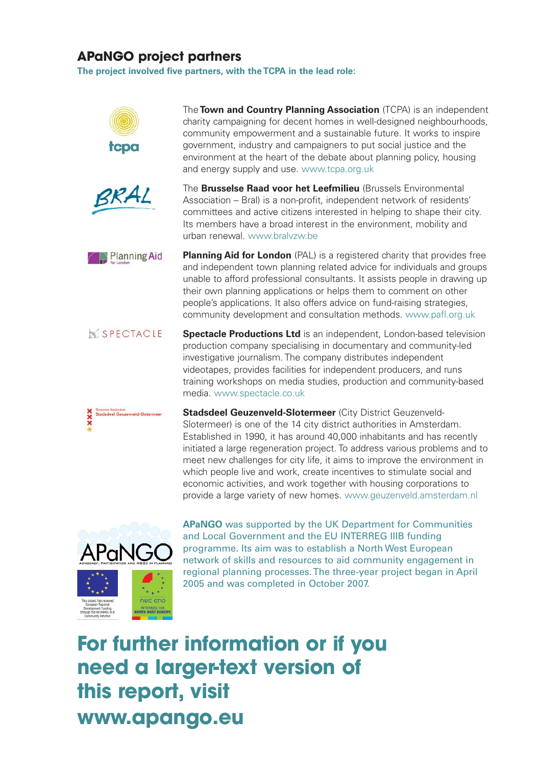## APaNGO project partners

**The project involved five partners, with the TCPA in the lead role:**

The **Town and Country Planning Association** (TCPA) is an independent charity campaigning for decent homes in well-designed neighbourhoods, community empowerment and a sustainable future. It works to inspire government, industry and campaigners to put social justice and the environment at the heart of the debate about planning policy, housing and energy supply and use. www.tcpa.org.uk

The **Brusselse Raad voor het Leefmilieu** (Brussels Environmental Association – Bral) is a non-profit, independent network of residents' committees and active citizens interested in helping to shape their city. Its members have a broad interest in the environment, mobility and urban renewal. www.bralvzw.be

**Planning Aid for London** (PAL) is a registered charity that provides free and independent town planning related advice for individuals and groups unable to afford professional consultants. It assists people in drawing up their own planning applications or helps them to comment on other people's applications. It also offers advice on fund-raising strategies, community development and consultation methods. www.pafl.org.uk

**Spectacle Productions Ltd** is an independent, London-based television production company specialising in documentary and community-led investigative journalism. The company distributes independent videotapes, provides facilities for independent producers, and runs training workshops on media studies, production and community-based media. www.spectacle.co.uk

**Stadsdeel Geuzenveld-Slotermeer** (City District Geuzenveld-Slotermeer) is one of the 14 city district authorities in Amsterdam. Established in 1990, it has around 40,000 inhabitants and has recently initiated a large regeneration project. To address various problems and to meet new challenges for city life, it aims to improve the environment in which people live and work, create incentives to stimulate social and economic activities, and work together with housing corporations to provide a large variety of new homes. www.geuzenveld.amsterdam.nl

**APaNGO** was supported by the UK Department for Communities and Local Government and the EU INTERREG IIIB funding programme. Its aim was to establish a North West European network of skills and resources to aid community engagement in regional planning processes. The three-year project began in April 2005 and was completed in October 2007.

# For further information or if you need a larger-text version of this report, visit www.apango.eu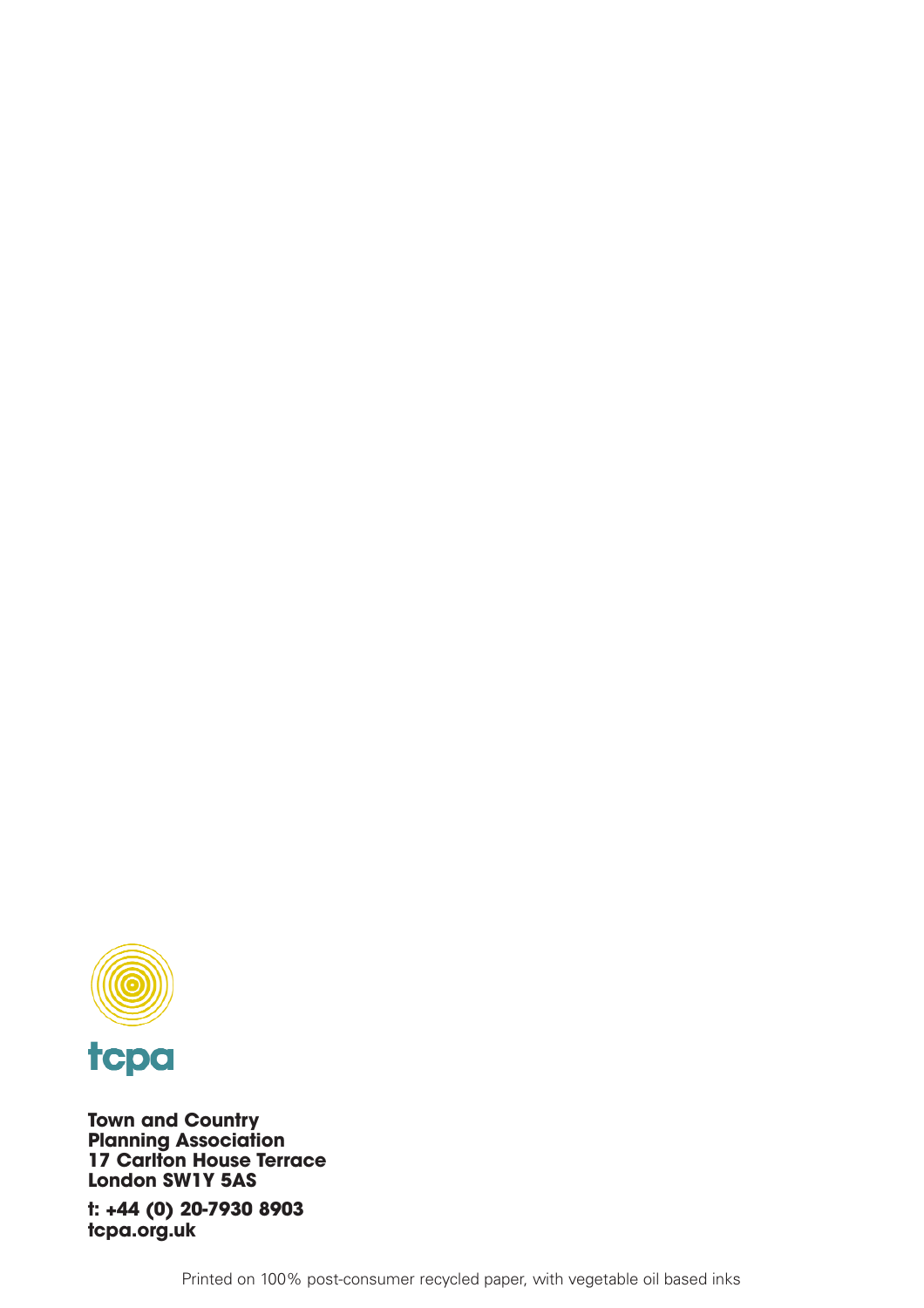tcpa

**Town and Country Planning Association**
**17 Carlton House Terrace**
**London SW1Y 5AS**

**t: +44 (0) 20-7930 8903**
**tcpa.org.uk**

Printed on 100% post-consumer recycled paper, with vegetable oil based inks